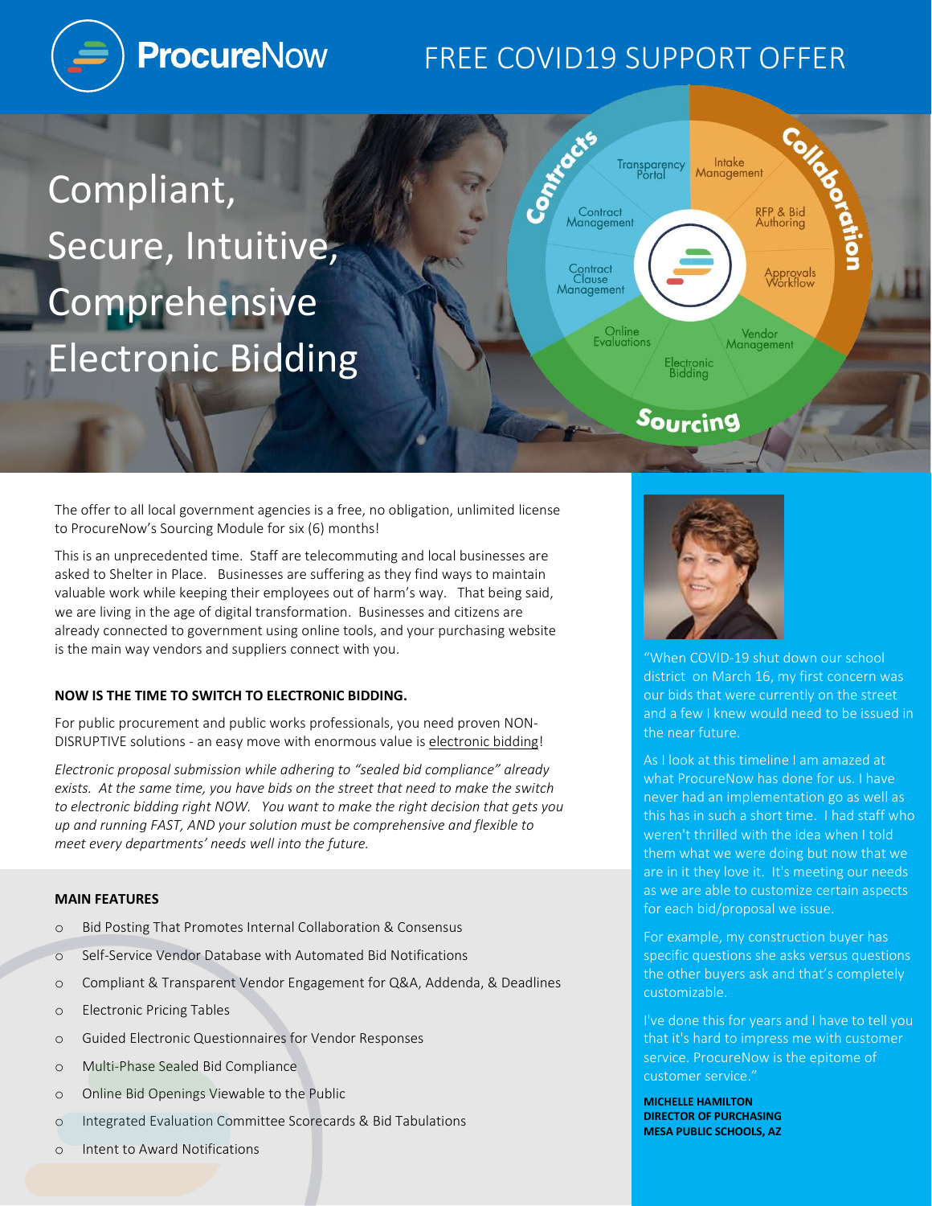# ProcureNow

## FREE COVID19 SUPPORT OFFER

# Compliant, Secure, Intuitive, Comprehensive Electronic Bidding

Contracts: Transparency Portal, Contract Management, Contract Clause Management, Online Evaluations

Collaboration: Intake Management, RFP & Bid Authoring, Approvals Workflow

Sourcing: Vendor Management, Electronic Bidding

The offer to all local government agencies is a free, no obligation, unlimited license to ProcureNow's Sourcing Module for six (6) months!

This is an unprecedented time. Staff are telecommuting and local businesses are asked to Shelter in Place. Businesses are suffering as they find ways to maintain valuable work while keeping their employees out of harm's way. That being said, we are living in the age of digital transformation. Businesses and citizens are already connected to government using online tools, and your purchasing website is the main way vendors and suppliers connect with you.

**NOW IS THE TIME TO SWITCH TO ELECTRONIC BIDDING.**

For public procurement and public works professionals, you need proven NON-DISRUPTIVE solutions - an easy move with enormous value is electronic bidding!

*Electronic proposal submission while adhering to "sealed bid compliance" already exists. At the same time, you have bids on the street that need to make the switch to electronic bidding right NOW. You want to make the right decision that gets you up and running FAST, AND your solution must be comprehensive and flexible to meet every departments' needs well into the future.*

**MAIN FEATURES**

- Bid Posting That Promotes Internal Collaboration & Consensus
- Self-Service Vendor Database with Automated Bid Notifications
- Compliant & Transparent Vendor Engagement for Q&A, Addenda, & Deadlines
- Electronic Pricing Tables
- Guided Electronic Questionnaires for Vendor Responses
- Multi-Phase Sealed Bid Compliance
- Online Bid Openings Viewable to the Public
- Integrated Evaluation Committee Scorecards & Bid Tabulations
- Intent to Award Notifications

"When COVID-19 shut down our school district on March 16, my first concern was our bids that were currently on the street and a few I knew would need to be issued in the near future.

As I look at this timeline I am amazed at what ProcureNow has done for us. I have never had an implementation go as well as this has in such a short time. I had staff who weren't thrilled with the idea when I told them what we were doing but now that we are in it they love it. It's meeting our needs as we are able to customize certain aspects for each bid/proposal we issue.

For example, my construction buyer has specific questions she asks versus questions the other buyers ask and that's completely customizable.

I've done this for years and I have to tell you that it's hard to impress me with customer service. ProcureNow is the epitome of customer service."

**MICHELLE HAMILTON**
**DIRECTOR OF PURCHASING**
**MESA PUBLIC SCHOOLS, AZ**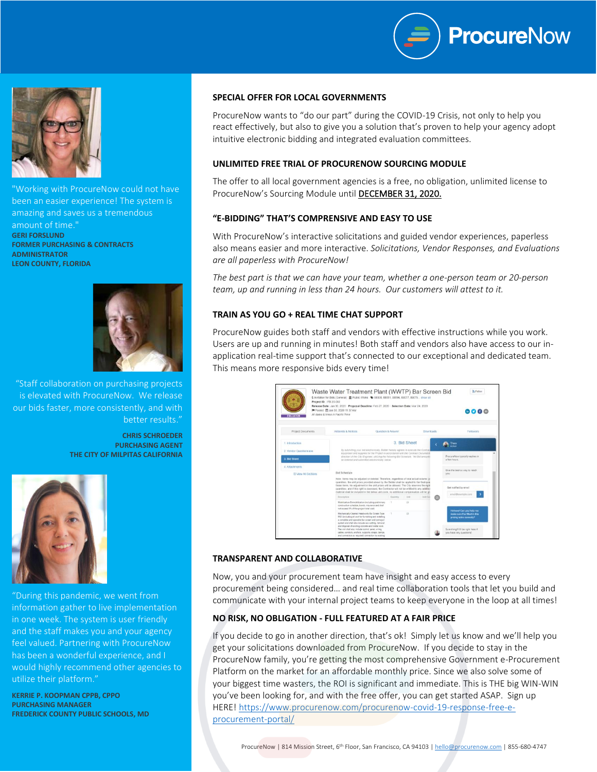ProcureNow

"Working with ProcureNow could not have been an easier experience! The system is amazing and saves us a tremendous amount of time."

**GERI FORSLUND**
**FORMER PURCHASING & CONTRACTS ADMINISTRATOR**
**LEON COUNTY, FLORIDA**

"Staff collaboration on purchasing projects is elevated with ProcureNow. We release our bids faster, more consistently, and with better results."

**CHRIS SCHROEDER**
**PURCHASING AGENT**
**THE CITY OF MILPITAS CALIFORNIA**

"During this pandemic, we went from information gather to live implementation in one week. The system is user friendly and the staff makes you and your agency feel valued. Partnering with ProcureNow has been a wonderful experience, and I would highly recommend other agencies to utilize their platform."

**KERRIE P. KOOPMAN CPPB, CPPO**
**PURCHASING MANAGER**
**FREDERICK COUNTY PUBLIC SCHOOLS, MD**

## SPECIAL OFFER FOR LOCAL GOVERNMENTS

ProcureNow wants to "do our part" during the COVID-19 Crisis, not only to help you react effectively, but also to give you a solution that's proven to help your agency adopt intuitive electronic bidding and integrated evaluation committees.

## UNLIMITED FREE TRIAL OF PROCURENOW SOURCING MODULE

The offer to all local government agencies is a free, no obligation, unlimited license to ProcureNow's Sourcing Module until DECEMBER 31, 2020.

## "E-BIDDING" THAT'S COMPRENSIVE AND EASY TO USE

With ProcureNow's interactive solicitations and guided vendor experiences, paperless also means easier and more interactive. *Solicitations, Vendor Responses, and Evaluations are all paperless with ProcureNow!*

*The best part is that we can have your team, whether a one-person team or 20-person team, up and running in less than 24 hours. Our customers will attest to it.*

## TRAIN AS YOU GO + REAL TIME CHAT SUPPORT

ProcureNow guides both staff and vendors with effective instructions while you work. Users are up and running in minutes! Both staff and vendors also have access to our in-application real-time support that's connected to our exceptional and dedicated team. This means more responsive bids every time!

## TRANSPARENT AND COLLABORATIVE

Now, you and your procurement team have insight and easy access to every procurement being considered… and real time collaboration tools that let you build and communicate with your internal project teams to keep everyone in the loop at all times!

## NO RISK, NO OBLIGATION - FULL FEATURED AT A FAIR PRICE

If you decide to go in another direction, that's ok! Simply let us know and we'll help you get your solicitations downloaded from ProcureNow. If you decide to stay in the ProcureNow family, you're getting the most comprehensive Government e-Procurement Platform on the market for an affordable monthly price. Since we also solve some of your biggest time wasters, the ROI is significant and immediate. This is THE big WIN-WIN you've been looking for, and with the free offer, you can get started ASAP. Sign up HERE! https://www.procurenow.com/procurenow-covid-19-response-free-e-procurement-portal/

ProcureNow | 814 Mission Street, 6th Floor, San Francisco, CA 94103 | hello@procurenow.com | 855-680-4747